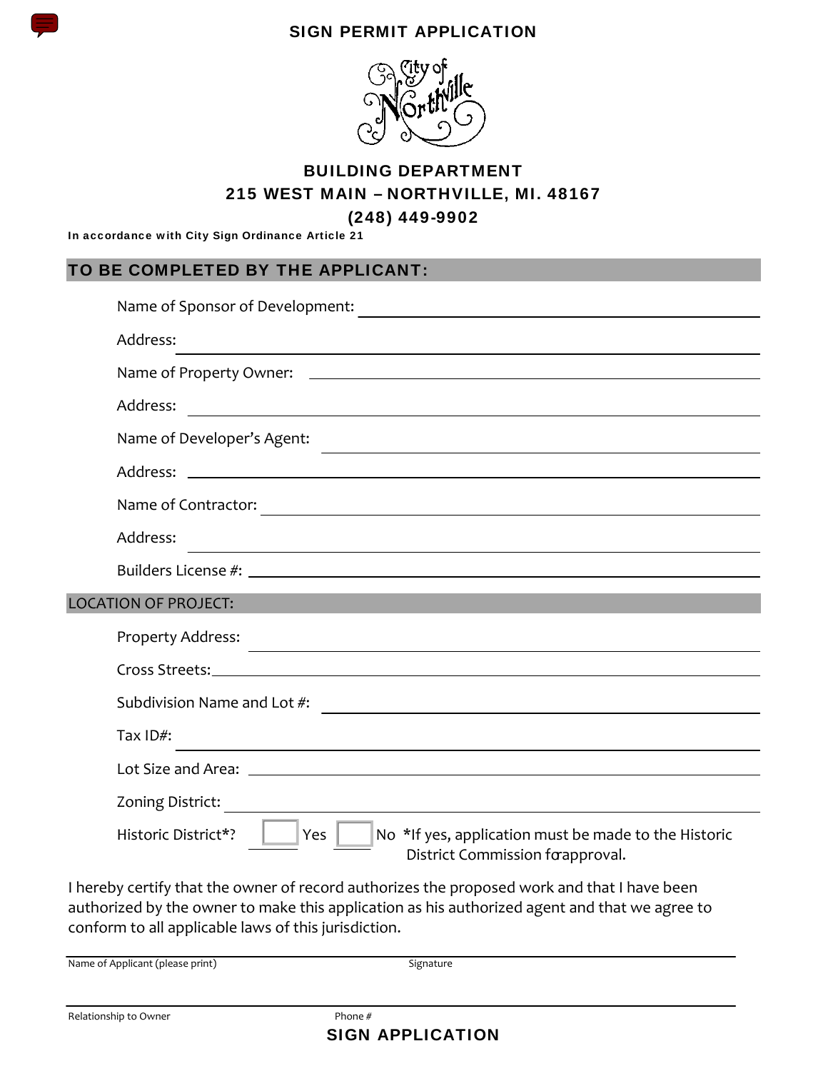# SIGN PERMIT APPLICATION

City of Northville

## BUILDING DEPARTMENT
## 215 WEST MAIN – NORTHVILLE, MI. 48167
## (248) 449-9902

**In accordance with City Sign Ordinance Article 21**

## TO BE COMPLETED BY THE APPLICANT:

Name of Sponsor of Development: ______________________

Address: ______________________

Name of Property Owner: ______________________

Address: ______________________

Name of Developer's Agent: ______________________

Address: ______________________

Name of Contractor: ______________________

Address: ______________________

Builders License #: ______________________

## LOCATION OF PROJECT:

Property Address: ______________________

Cross Streets: ______________________

Subdivision Name and Lot #: ______________________

Tax ID#: ______________________

Lot Size and Area: ______________________

Zoning District: ______________________

Historic District*? ☐ Yes ☐ No *If yes, application must be made to the Historic District Commission for approval.

I hereby certify that the owner of record authorizes the proposed work and that I have been authorized by the owner to make this application as his authorized agent and that we agree to conform to all applicable laws of this jurisdiction.

______________________ ______________________

Name of Applicant (please print) Signature

______________________ ______________________

Relationship to Owner Phone #

## SIGN APPLICATION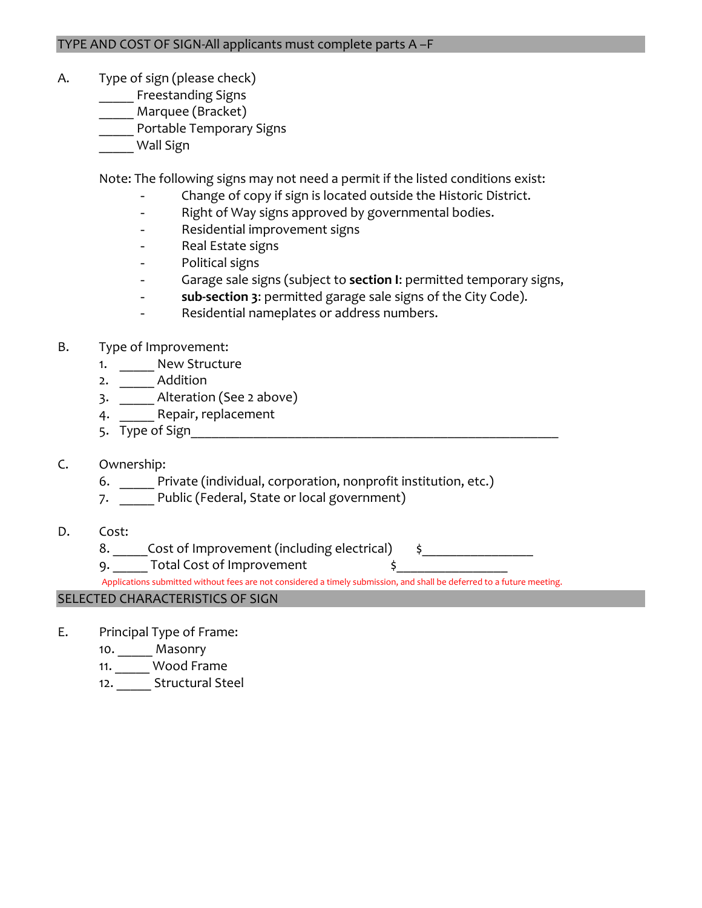## TYPE AND COST OF SIGN-All applicants must complete parts A –F

A. Type of sign (please check)

_____ Freestanding Signs
_____ Marquee (Bracket)
_____ Portable Temporary Signs
_____ Wall Sign

Note: The following signs may not need a permit if the listed conditions exist:

- Change of copy if sign is located outside the Historic District.
- Right of Way signs approved by governmental bodies.
- Residential improvement signs
- Real Estate signs
- Political signs
- Garage sale signs (subject to **section I**: permitted temporary signs,
- **sub-section 3**: permitted garage sale signs of the City Code).
- Residential nameplates or address numbers.

B. Type of Improvement:

1. _____ New Structure
2. _____ Addition
3. _____ Alteration (See 2 above)
4. _____ Repair, replacement
5. Type of Sign_______________________________________________________

C. Ownership:

6. _____ Private (individual, corporation, nonprofit institution, etc.)
7. _____ Public (Federal, State or local government)

D. Cost:

8. _____Cost of Improvement (including electrical) $________________
9. _____ Total Cost of Improvement $________________

Applications submitted without fees are not considered a timely submission, and shall be deferred to a future meeting.

## SELECTED CHARACTERISTICS OF SIGN

E. Principal Type of Frame:

10. _____ Masonry
11. _____ Wood Frame
12. _____ Structural Steel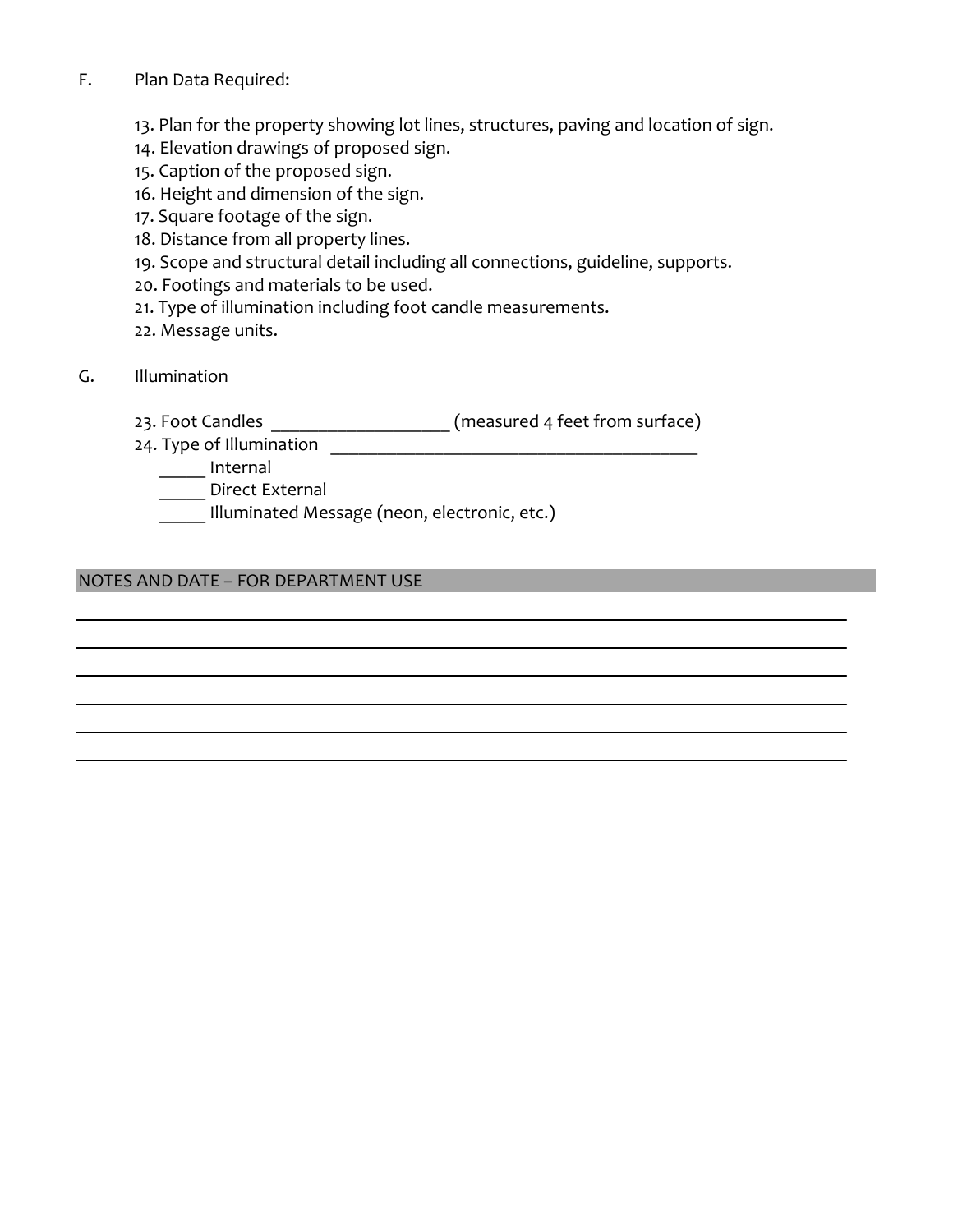F. Plan Data Required:

13. Plan for the property showing lot lines, structures, paving and location of sign.
14. Elevation drawings of proposed sign.
15. Caption of the proposed sign.
16. Height and dimension of the sign.
17. Square footage of the sign.
18. Distance from all property lines.
19. Scope and structural detail including all connections, guideline, supports.
20. Footings and materials to be used.
21. Type of illumination including foot candle measurements.
22. Message units.

G. Illumination

23. Foot Candles ____________________ (measured 4 feet from surface)

24. Type of Illumination __________________________________________

_____ Internal

_____ Direct External

_____ Illuminated Message (neon, electronic, etc.)

NOTES AND DATE – FOR DEPARTMENT USE

______________________________________________________________________

______________________________________________________________________

______________________________________________________________________

______________________________________________________________________

______________________________________________________________________

______________________________________________________________________

______________________________________________________________________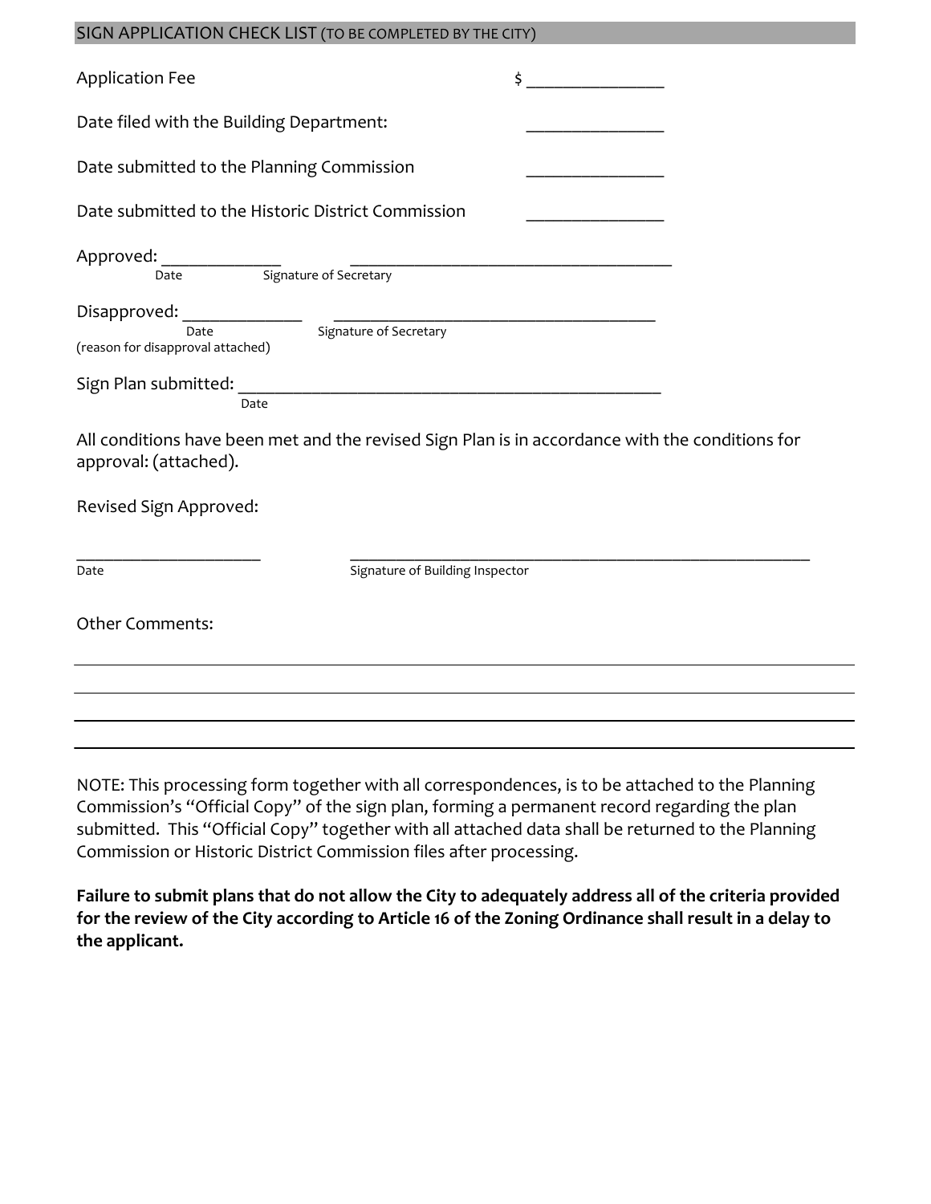## SIGN APPLICATION CHECK LIST (TO BE COMPLETED BY THE CITY)

Application Fee $ _______________

Date filed with the Building Department: _______________

Date submitted to the Planning Commission _______________

Date submitted to the Historic District Commission _______________

Approved: _____________ ____________________________________
Date Signature of Secretary

Disapproved: _____________ ____________________________________
Date Signature of Secretary
(reason for disapproval attached)

Sign Plan submitted: ______________________________________________
Date

All conditions have been met and the revised Sign Plan is in accordance with the conditions for approval: (attached).

Revised Sign Approved:

_____________________ ____________________________________________________
Date Signature of Building Inspector

Other Comments:

________________________________________________________________________________

________________________________________________________________________________

________________________________________________________________________________

________________________________________________________________________________

NOTE: This processing form together with all correspondences, is to be attached to the Planning Commission's "Official Copy" of the sign plan, forming a permanent record regarding the plan submitted. This "Official Copy" together with all attached data shall be returned to the Planning Commission or Historic District Commission files after processing.

**Failure to submit plans that do not allow the City to adequately address all of the criteria provided for the review of the City according to Article 16 of the Zoning Ordinance shall result in a delay to the applicant.**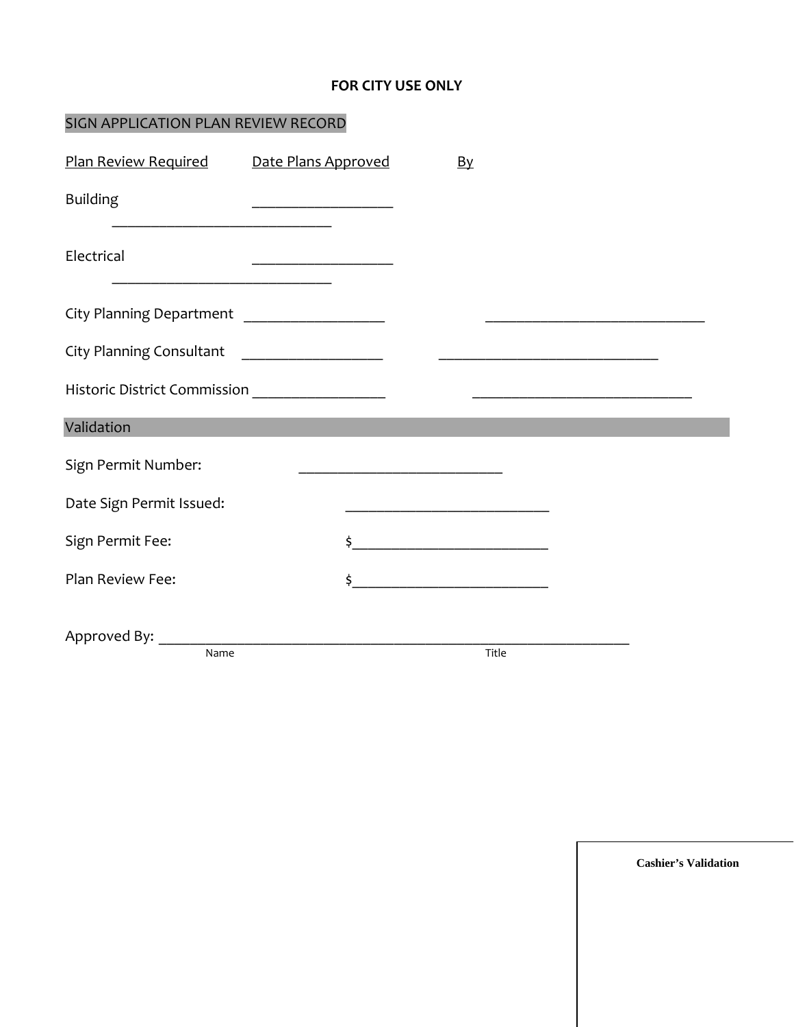**FOR CITY USE ONLY**

## SIGN APPLICATION PLAN REVIEW RECORD

| Plan Review Required | Date Plans Approved | By |
|---|---|---|
| Building | __________________ | ____________________________ |
| Electrical | __________________ | ____________________________ |
| City Planning Department | __________________ | ____________________________ |
| City Planning Consultant | __________________ | ____________________________ |
| Historic District Commission | __________________ | ____________________________ |

## Validation

Sign Permit Number: __________________________

Date Sign Permit Issued: __________________________

Sign Permit Fee: $__________________________

Plan Review Fee: $__________________________

Approved By: ____________________________________________________________
Name Title

**Cashier's Validation**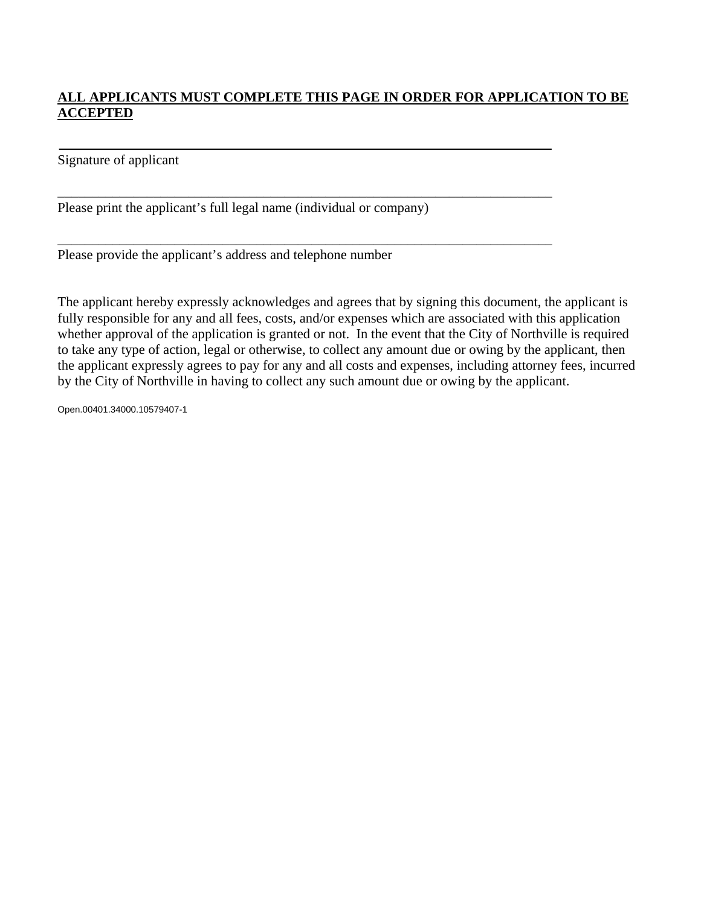**ALL APPLICANTS MUST COMPLETE THIS PAGE IN ORDER FOR APPLICATION TO BE ACCEPTED**

\_\_\_\_\_\_\_\_\_\_\_\_\_\_\_\_\_\_\_\_\_\_\_\_\_\_\_\_\_\_\_\_\_\_\_\_\_\_\_\_\_\_\_\_\_\_\_\_\_\_\_\_\_\_\_\_\_\_\_\_\_\_\_\_\_\_\_\_\_\_

Signature of applicant

\_\_\_\_\_\_\_\_\_\_\_\_\_\_\_\_\_\_\_\_\_\_\_\_\_\_\_\_\_\_\_\_\_\_\_\_\_\_\_\_\_\_\_\_\_\_\_\_\_\_\_\_\_\_\_\_\_\_\_\_\_\_\_\_\_\_\_\_\_\_

Please print the applicant's full legal name (individual or company)

\_\_\_\_\_\_\_\_\_\_\_\_\_\_\_\_\_\_\_\_\_\_\_\_\_\_\_\_\_\_\_\_\_\_\_\_\_\_\_\_\_\_\_\_\_\_\_\_\_\_\_\_\_\_\_\_\_\_\_\_\_\_\_\_\_\_\_\_\_\_

Please provide the applicant's address and telephone number

The applicant hereby expressly acknowledges and agrees that by signing this document, the applicant is fully responsible for any and all fees, costs, and/or expenses which are associated with this application whether approval of the application is granted or not. In the event that the City of Northville is required to take any type of action, legal or otherwise, to collect any amount due or owing by the applicant, then the applicant expressly agrees to pay for any and all costs and expenses, including attorney fees, incurred by the City of Northville in having to collect any such amount due or owing by the applicant.

Open.00401.34000.10579407-1